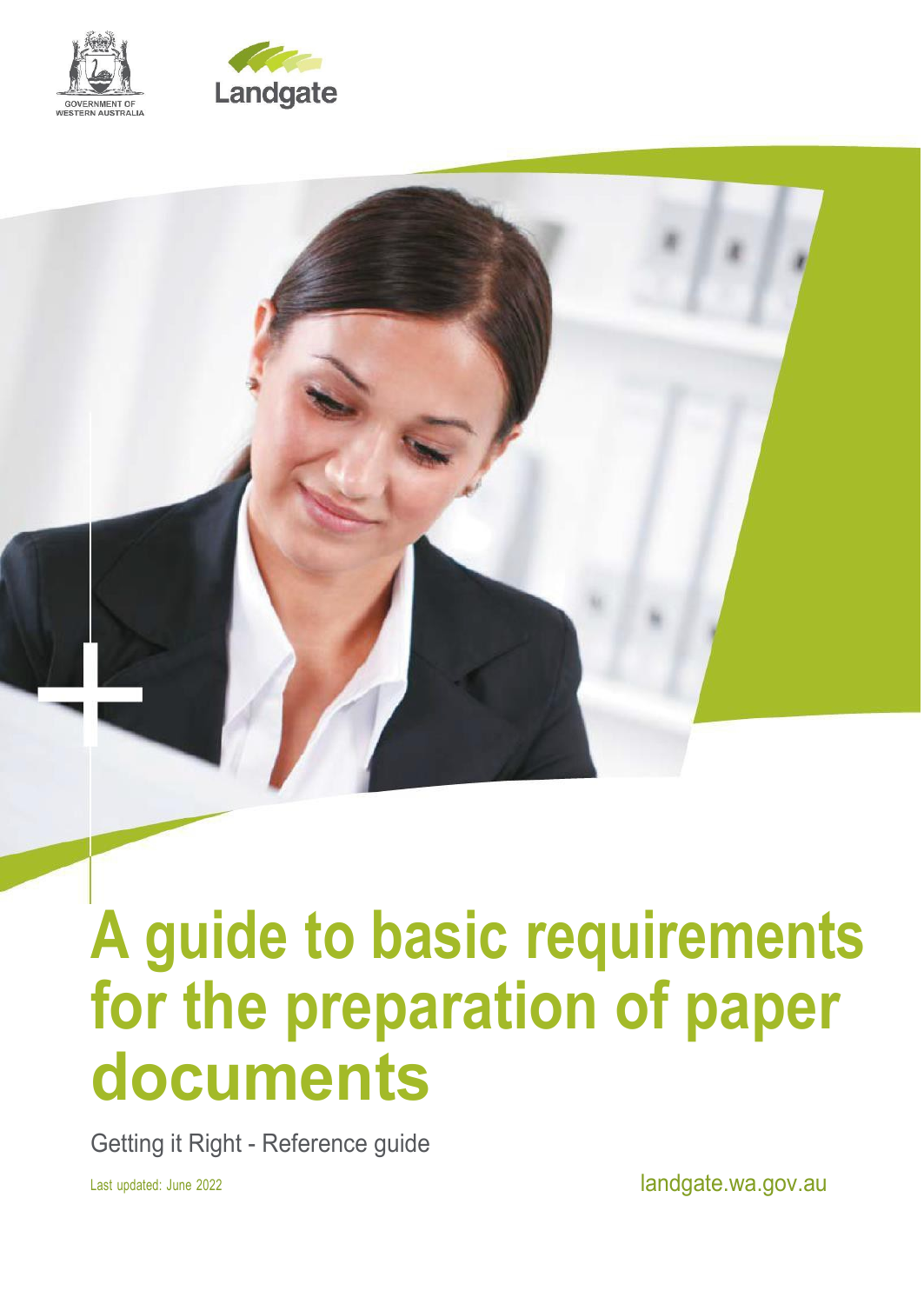GOVERNMENT OF WESTERN AUSTRALIA

Landgate

# A guide to basic requirements for the preparation of paper documents

Getting it Right - Reference guide

Last updated: June 2022

landgate.wa.gov.au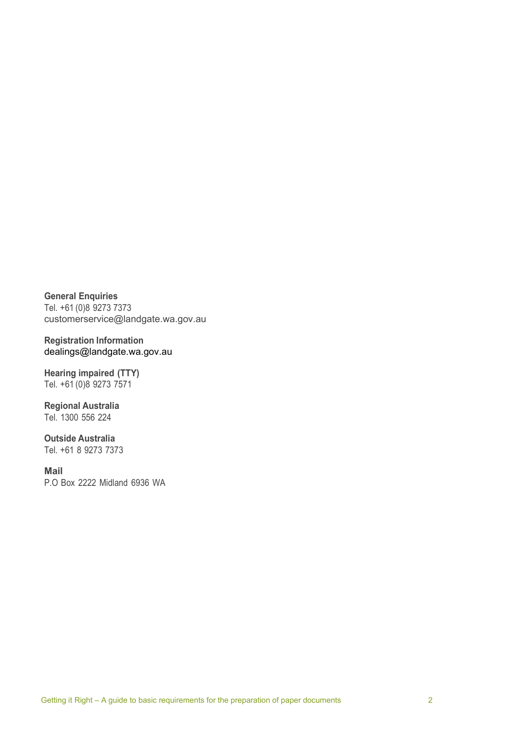**General Enquiries**
Tel. +61 (0)8 9273 7373
customerservice@landgate.wa.gov.au

**Registration Information**
dealings@landgate.wa.gov.au

**Hearing impaired (TTY)**
Tel. +61 (0)8 9273 7571

**Regional Australia**
Tel. 1300 556 224

**Outside Australia**
Tel. +61 8 9273 7373

**Mail**
P.O Box 2222 Midland 6936 WA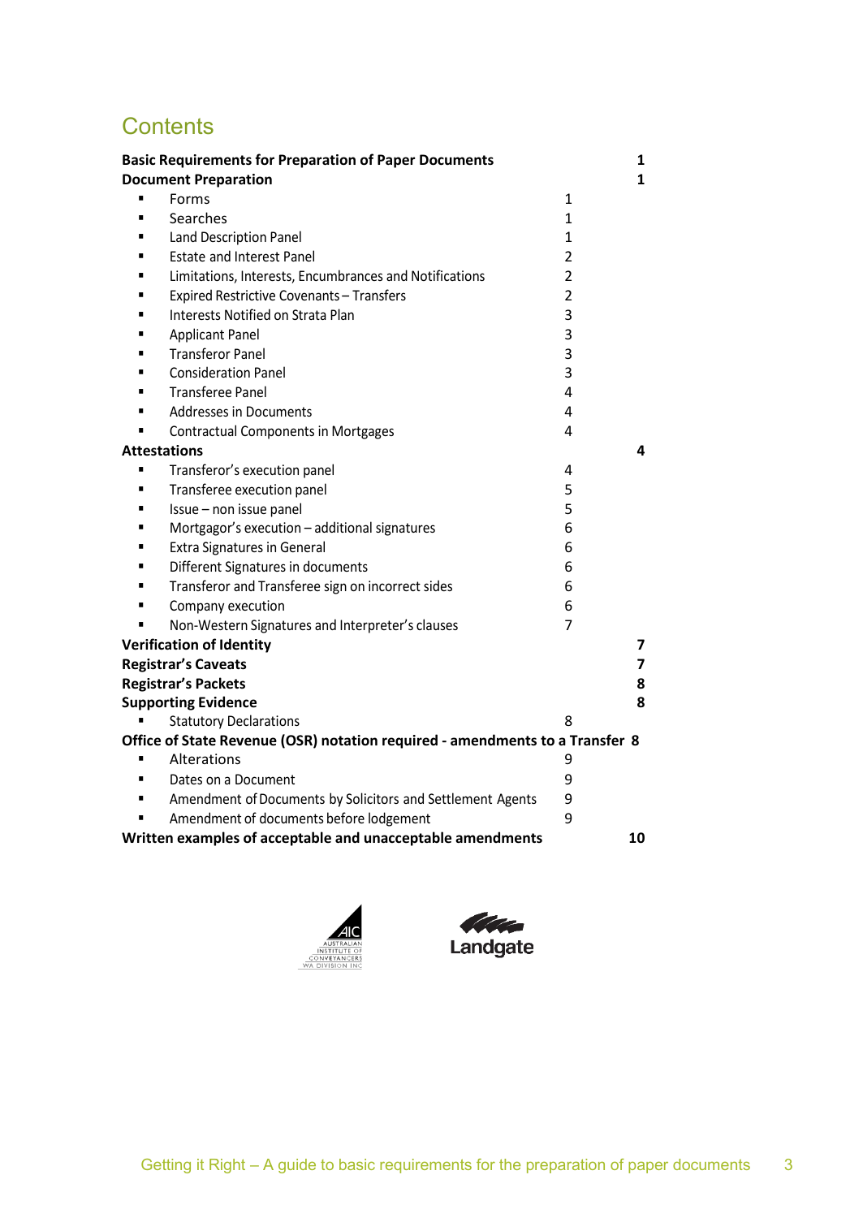# Contents

| | | |
|---|---|---|
| **Basic Requirements for Preparation of Paper Documents** | | **1** |
| **Document Preparation** | | **1** |
| ▪ Forms | 1 | |
| ▪ Searches | 1 | |
| ▪ Land Description Panel | 1 | |
| ▪ Estate and Interest Panel | 2 | |
| ▪ Limitations, Interests, Encumbrances and Notifications | 2 | |
| ▪ Expired Restrictive Covenants – Transfers | 2 | |
| ▪ Interests Notified on Strata Plan | 3 | |
| ▪ Applicant Panel | 3 | |
| ▪ Transferor Panel | 3 | |
| ▪ Consideration Panel | 3 | |
| ▪ Transferee Panel | 4 | |
| ▪ Addresses in Documents | 4 | |
| ▪ Contractual Components in Mortgages | 4 | |
| **Attestations** | | **4** |
| ▪ Transferor's execution panel | 4 | |
| ▪ Transferee execution panel | 5 | |
| ▪ Issue – non issue panel | 5 | |
| ▪ Mortgagor's execution – additional signatures | 6 | |
| ▪ Extra Signatures in General | 6 | |
| ▪ Different Signatures in documents | 6 | |
| ▪ Transferor and Transferee sign on incorrect sides | 6 | |
| ▪ Company execution | 6 | |
| ▪ Non-Western Signatures and Interpreter's clauses | 7 | |
| **Verification of Identity** | | **7** |
| **Registrar's Caveats** | | **7** |
| **Registrar's Packets** | | **8** |
| **Supporting Evidence** | | **8** |
| ▪ Statutory Declarations | 8 | |
| **Office of State Revenue (OSR) notation required - amendments to a Transfer** | | **8** |
| ▪ Alterations | 9 | |
| ▪ Dates on a Document | 9 | |
| ▪ Amendment of Documents by Solicitors and Settlement Agents | 9 | |
| ▪ Amendment of documents before lodgement | 9 | |
| **Written examples of acceptable and unacceptable amendments** | | **10** |

AIC AUSTRALIAN INSTITUTE OF CONVEYANCERS WA DIVISION INC

Landgate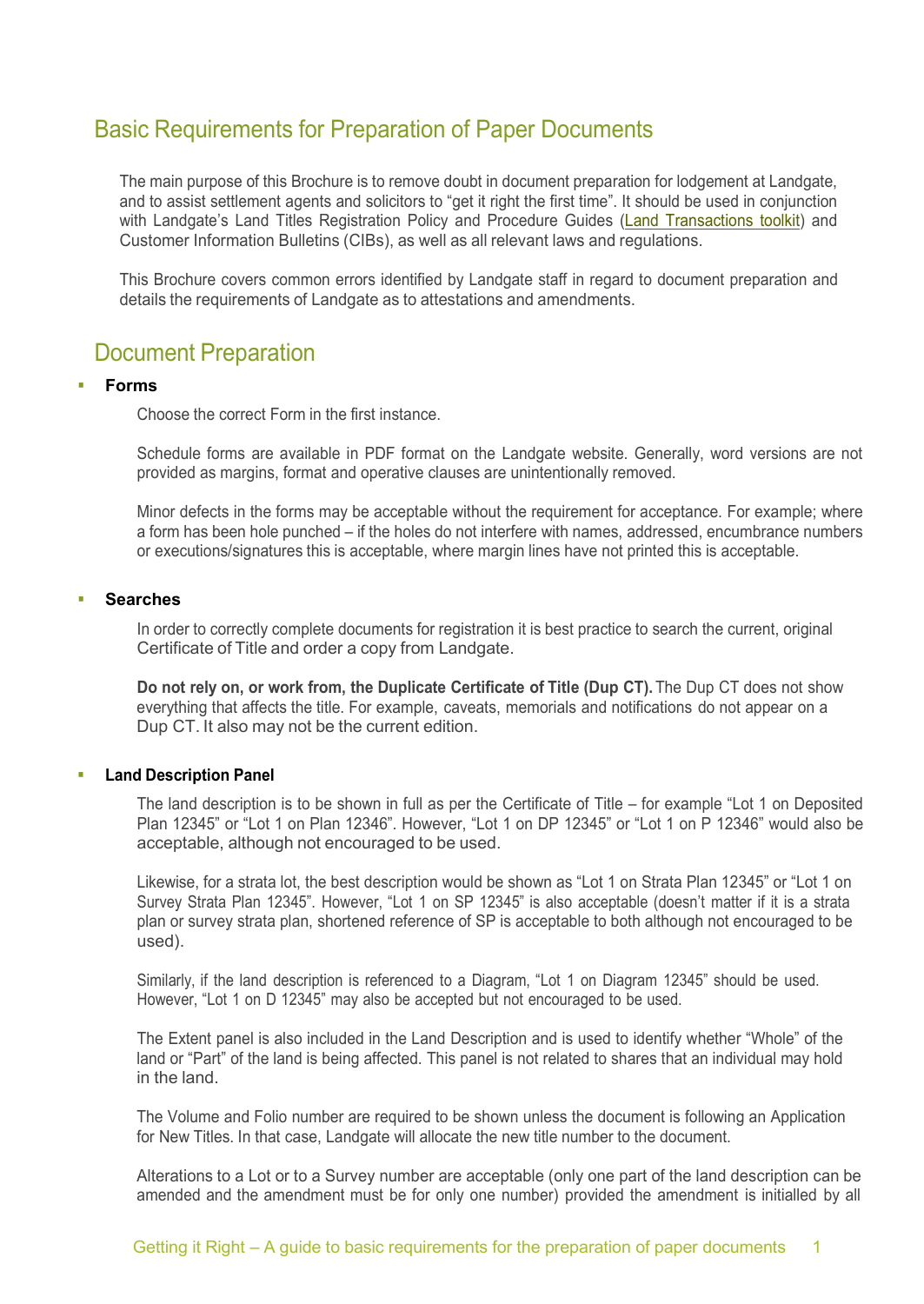## Basic Requirements for Preparation of Paper Documents

The main purpose of this Brochure is to remove doubt in document preparation for lodgement at Landgate, and to assist settlement agents and solicitors to "get it right the first time". It should be used in conjunction with Landgate's Land Titles Registration Policy and Procedure Guides (Land Transactions toolkit) and Customer Information Bulletins (CIBs), as well as all relevant laws and regulations.

This Brochure covers common errors identified by Landgate staff in regard to document preparation and details the requirements of Landgate as to attestations and amendments.

## Document Preparation

- **Forms**

  Choose the correct Form in the first instance.

  Schedule forms are available in PDF format on the Landgate website. Generally, word versions are not provided as margins, format and operative clauses are unintentionally removed.

  Minor defects in the forms may be acceptable without the requirement for acceptance. For example; where a form has been hole punched – if the holes do not interfere with names, addressed, encumbrance numbers or executions/signatures this is acceptable, where margin lines have not printed this is acceptable.

- **Searches**

  In order to correctly complete documents for registration it is best practice to search the current, original Certificate of Title and order a copy from Landgate.

  **Do not rely on, or work from, the Duplicate Certificate of Title (Dup CT).** The Dup CT does not show everything that affects the title. For example, caveats, memorials and notifications do not appear on a Dup CT. It also may not be the current edition.

- **Land Description Panel**

  The land description is to be shown in full as per the Certificate of Title – for example "Lot 1 on Deposited Plan 12345" or "Lot 1 on Plan 12346". However, "Lot 1 on DP 12345" or "Lot 1 on P 12346" would also be acceptable, although not encouraged to be used.

  Likewise, for a strata lot, the best description would be shown as "Lot 1 on Strata Plan 12345" or "Lot 1 on Survey Strata Plan 12345". However, "Lot 1 on SP 12345" is also acceptable (doesn't matter if it is a strata plan or survey strata plan, shortened reference of SP is acceptable to both although not encouraged to be used).

  Similarly, if the land description is referenced to a Diagram, "Lot 1 on Diagram 12345" should be used. However, "Lot 1 on D 12345" may also be accepted but not encouraged to be used.

  The Extent panel is also included in the Land Description and is used to identify whether "Whole" of the land or "Part" of the land is being affected. This panel is not related to shares that an individual may hold in the land.

  The Volume and Folio number are required to be shown unless the document is following an Application for New Titles. In that case, Landgate will allocate the new title number to the document.

  Alterations to a Lot or to a Survey number are acceptable (only one part of the land description can be amended and the amendment must be for only one number) provided the amendment is initialled by all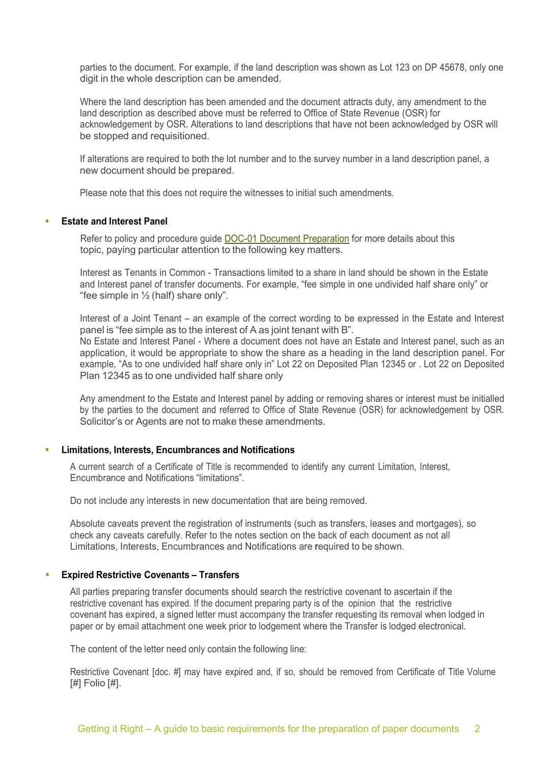parties to the document. For example, if the land description was shown as Lot 123 on DP 45678, only one digit in the whole description can be amended.

Where the land description has been amended and the document attracts duty, any amendment to the land description as described above must be referred to Office of State Revenue (OSR) for acknowledgement by OSR. Alterations to land descriptions that have not been acknowledged by OSR will be stopped and requisitioned.

If alterations are required to both the lot number and to the survey number in a land description panel, a new document should be prepared.

Please note that this does not require the witnesses to initial such amendments.

- **Estate and Interest Panel**

Refer to policy and procedure guide DOC-01 Document Preparation for more details about this topic, paying particular attention to the following key matters.

Interest as Tenants in Common - Transactions limited to a share in land should be shown in the Estate and Interest panel of transfer documents. For example, "fee simple in one undivided half share only" or "fee simple in ½ (half) share only".

Interest of a Joint Tenant – an example of the correct wording to be expressed in the Estate and Interest panel is "fee simple as to the interest of A as joint tenant with B".
No Estate and Interest Panel - Where a document does not have an Estate and Interest panel, such as an application, it would be appropriate to show the share as a heading in the land description panel. For example, "As to one undivided half share only in" Lot 22 on Deposited Plan 12345 or . Lot 22 on Deposited Plan 12345 as to one undivided half share only

Any amendment to the Estate and Interest panel by adding or removing shares or interest must be initialled by the parties to the document and referred to Office of State Revenue (OSR) for acknowledgement by OSR. Solicitor's or Agents are not to make these amendments.

- **Limitations, Interests, Encumbrances and Notifications**

A current search of a Certificate of Title is recommended to identify any current Limitation, Interest, Encumbrance and Notifications "limitations".

Do not include any interests in new documentation that are being removed.

Absolute caveats prevent the registration of instruments (such as transfers, leases and mortgages), so check any caveats carefully. Refer to the notes section on the back of each document as not all Limitations, Interests, Encumbrances and Notifications are required to be shown.

- **Expired Restrictive Covenants – Transfers**

All parties preparing transfer documents should search the restrictive covenant to ascertain if the restrictive covenant has expired. If the document preparing party is of the opinion that the restrictive covenant has expired, a signed letter must accompany the transfer requesting its removal when lodged in paper or by email attachment one week prior to lodgement where the Transfer is lodged electronical.

The content of the letter need only contain the following line:

Restrictive Covenant [doc. #] may have expired and, if so, should be removed from Certificate of Title Volume [#] Folio [#].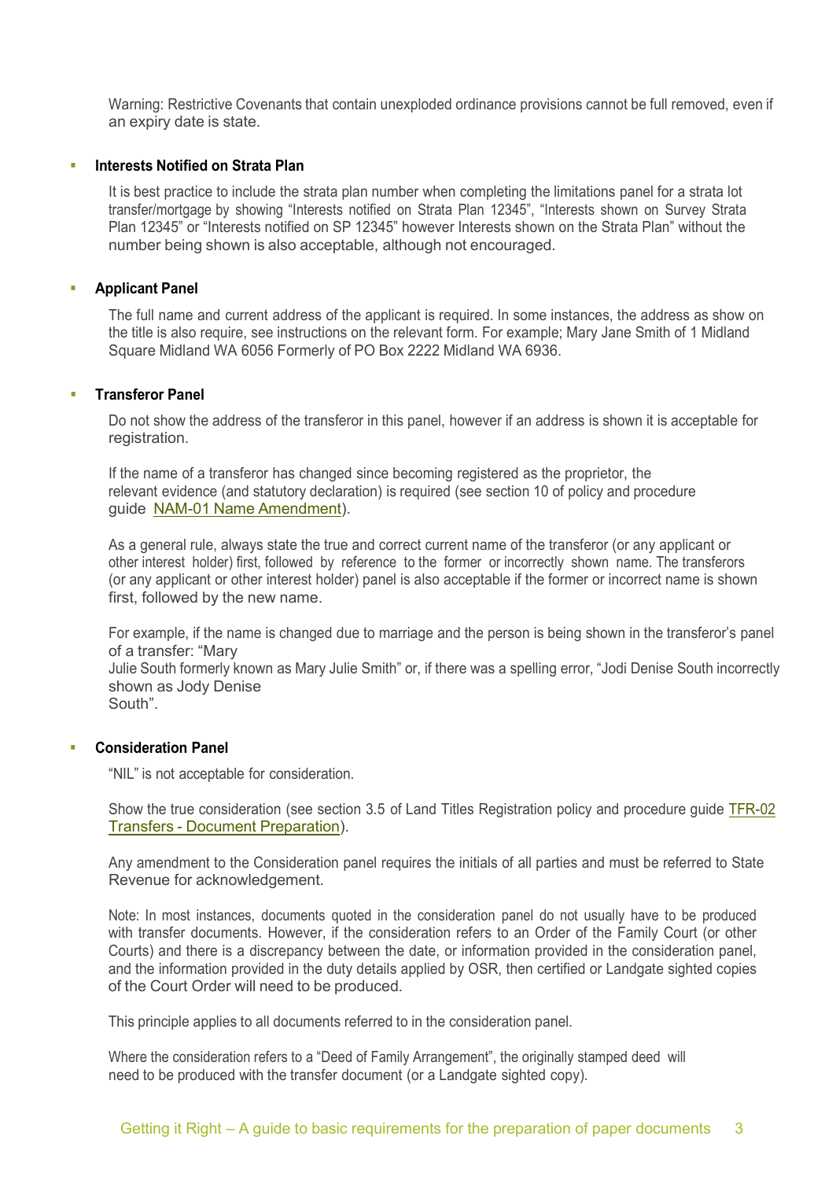Warning: Restrictive Covenants that contain unexploded ordinance provisions cannot be full removed, even if an expiry date is state.

- **Interests Notified on Strata Plan**

  It is best practice to include the strata plan number when completing the limitations panel for a strata lot transfer/mortgage by showing “Interests notified on Strata Plan 12345”, “Interests shown on Survey Strata Plan 12345” or “Interests notified on SP 12345” however Interests shown on the Strata Plan” without the number being shown is also acceptable, although not encouraged.

- **Applicant Panel**

  The full name and current address of the applicant is required. In some instances, the address as show on the title is also require, see instructions on the relevant form. For example; Mary Jane Smith of 1 Midland Square Midland WA 6056 Formerly of PO Box 2222 Midland WA 6936.

- **Transferor Panel**

  Do not show the address of the transferor in this panel, however if an address is shown it is acceptable for registration.

  If the name of a transferor has changed since becoming registered as the proprietor, the relevant evidence (and statutory declaration) is required (see section 10 of policy and procedure guide NAM-01 Name Amendment).

  As a general rule, always state the true and correct current name of the transferor (or any applicant or other interest holder) first, followed by reference to the former or incorrectly shown name. The transferors (or any applicant or other interest holder) panel is also acceptable if the former or incorrect name is shown first, followed by the new name.

  For example, if the name is changed due to marriage and the person is being shown in the transferor’s panel of a transfer: “Mary Julie South formerly known as Mary Julie Smith” or, if there was a spelling error, “Jodi Denise South incorrectly shown as Jody Denise South”.

- **Consideration Panel**

  “NIL” is not acceptable for consideration.

  Show the true consideration (see section 3.5 of Land Titles Registration policy and procedure guide TFR-02 Transfers - Document Preparation).

  Any amendment to the Consideration panel requires the initials of all parties and must be referred to State Revenue for acknowledgement.

  Note: In most instances, documents quoted in the consideration panel do not usually have to be produced with transfer documents. However, if the consideration refers to an Order of the Family Court (or other Courts) and there is a discrepancy between the date, or information provided in the consideration panel, and the information provided in the duty details applied by OSR, then certified or Landgate sighted copies of the Court Order will need to be produced.

  This principle applies to all documents referred to in the consideration panel.

  Where the consideration refers to a “Deed of Family Arrangement”, the originally stamped deed will need to be produced with the transfer document (or a Landgate sighted copy).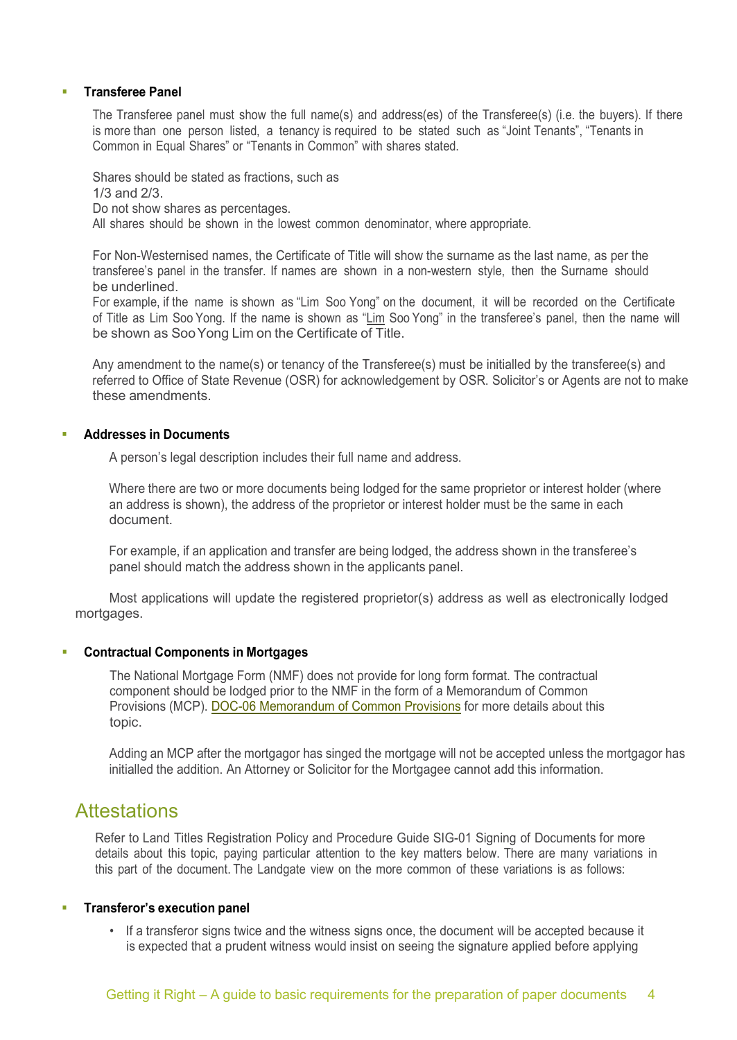- **Transferee Panel**

  The Transferee panel must show the full name(s) and address(es) of the Transferee(s) (i.e. the buyers). If there is more than one person listed, a tenancy is required to be stated such as "Joint Tenants", "Tenants in Common in Equal Shares" or "Tenants in Common" with shares stated.

  Shares should be stated as fractions, such as
  1/3 and 2/3.
  Do not show shares as percentages.
  All shares should be shown in the lowest common denominator, where appropriate.

  For Non-Westernised names, the Certificate of Title will show the surname as the last name, as per the transferee's panel in the transfer. If names are shown in a non-western style, then the Surname should be underlined.
  For example, if the name is shown as "Lim Soo Yong" on the document, it will be recorded on the Certificate of Title as Lim Soo Yong. If the name is shown as "<u>Lim</u> Soo Yong" in the transferee's panel, then the name will be shown as Soo Yong Lim on the Certificate of Title.

  Any amendment to the name(s) or tenancy of the Transferee(s) must be initialled by the transferee(s) and referred to Office of State Revenue (OSR) for acknowledgement by OSR. Solicitor's or Agents are not to make these amendments.

- **Addresses in Documents**

  A person's legal description includes their full name and address.

  Where there are two or more documents being lodged for the same proprietor or interest holder (where an address is shown), the address of the proprietor or interest holder must be the same in each document.

  For example, if an application and transfer are being lodged, the address shown in the transferee's panel should match the address shown in the applicants panel.

  Most applications will update the registered proprietor(s) address as well as electronically lodged mortgages.

- **Contractual Components in Mortgages**

  The National Mortgage Form (NMF) does not provide for long form format. The contractual component should be lodged prior to the NMF in the form of a Memorandum of Common Provisions (MCP). DOC-06 Memorandum of Common Provisions for more details about this topic.

  Adding an MCP after the mortgagor has singed the mortgage will not be accepted unless the mortgagor has initialled the addition. An Attorney or Solicitor for the Mortgagee cannot add this information.

## Attestations

Refer to Land Titles Registration Policy and Procedure Guide SIG-01 Signing of Documents for more details about this topic, paying particular attention to the key matters below. There are many variations in this part of the document. The Landgate view on the more common of these variations is as follows:

- **Transferor's execution panel**
  - If a transferor signs twice and the witness signs once, the document will be accepted because it is expected that a prudent witness would insist on seeing the signature applied before applying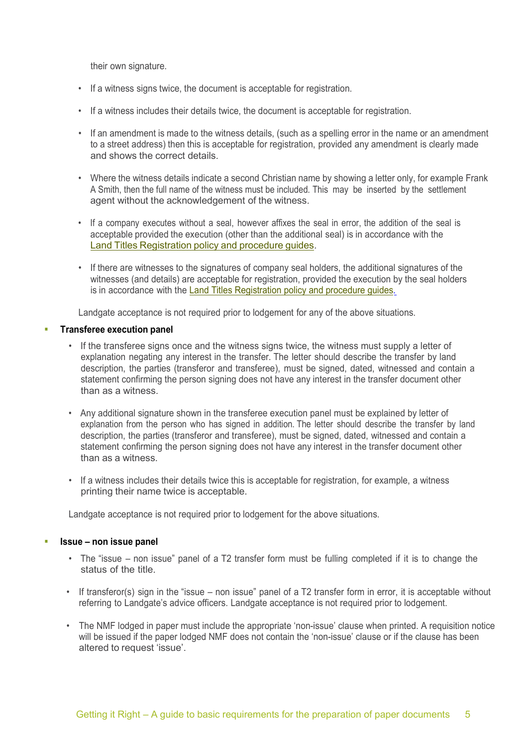their own signature.

- If a witness signs twice, the document is acceptable for registration.
- If a witness includes their details twice, the document is acceptable for registration.
- If an amendment is made to the witness details, (such as a spelling error in the name or an amendment to a street address) then this is acceptable for registration, provided any amendment is clearly made and shows the correct details.
- Where the witness details indicate a second Christian name by showing a letter only, for example Frank A Smith, then the full name of the witness must be included. This may be inserted by the settlement agent without the acknowledgement of the witness.
- If a company executes without a seal, however affixes the seal in error, the addition of the seal is acceptable provided the execution (other than the additional seal) is in accordance with the Land Titles Registration policy and procedure guides.
- If there are witnesses to the signatures of company seal holders, the additional signatures of the witnesses (and details) are acceptable for registration, provided the execution by the seal holders is in accordance with the Land Titles Registration policy and procedure guides.

Landgate acceptance is not required prior to lodgement for any of the above situations.

- **Transferee execution panel**
  - If the transferee signs once and the witness signs twice, the witness must supply a letter of explanation negating any interest in the transfer. The letter should describe the transfer by land description, the parties (transferor and transferee), must be signed, dated, witnessed and contain a statement confirming the person signing does not have any interest in the transfer document other than as a witness.
  - Any additional signature shown in the transferee execution panel must be explained by letter of explanation from the person who has signed in addition. The letter should describe the transfer by land description, the parties (transferor and transferee), must be signed, dated, witnessed and contain a statement confirming the person signing does not have any interest in the transfer document other than as a witness.
  - If a witness includes their details twice this is acceptable for registration, for example, a witness printing their name twice is acceptable.

  Landgate acceptance is not required prior to lodgement for the above situations.

- **Issue – non issue panel**
  - The “issue – non issue” panel of a T2 transfer form must be fulling completed if it is to change the status of the title.
  - If transferor(s) sign in the “issue – non issue” panel of a T2 transfer form in error, it is acceptable without referring to Landgate’s advice officers. Landgate acceptance is not required prior to lodgement.
  - The NMF lodged in paper must include the appropriate ‘non-issue’ clause when printed. A requisition notice will be issued if the paper lodged NMF does not contain the ‘non-issue’ clause or if the clause has been altered to request ‘issue’.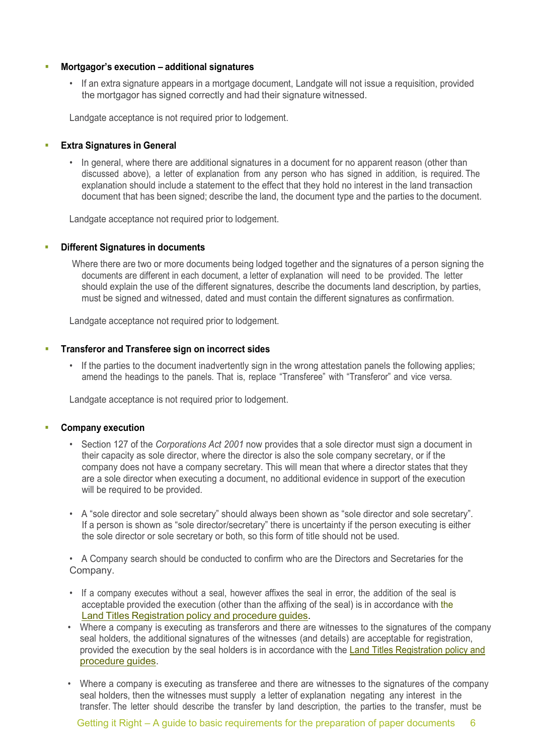- **Mortgagor's execution – additional signatures**
  - If an extra signature appears in a mortgage document, Landgate will not issue a requisition, provided the mortgagor has signed correctly and had their signature witnessed.

  Landgate acceptance is not required prior to lodgement.

- **Extra Signatures in General**
  - In general, where there are additional signatures in a document for no apparent reason (other than discussed above), a letter of explanation from any person who has signed in addition, is required. The explanation should include a statement to the effect that they hold no interest in the land transaction document that has been signed; describe the land, the document type and the parties to the document.

  Landgate acceptance not required prior to lodgement.

- **Different Signatures in documents**

  Where there are two or more documents being lodged together and the signatures of a person signing the documents are different in each document, a letter of explanation will need to be provided. The letter should explain the use of the different signatures, describe the documents land description, by parties, must be signed and witnessed, dated and must contain the different signatures as confirmation.

  Landgate acceptance not required prior to lodgement.

- **Transferor and Transferee sign on incorrect sides**
  - If the parties to the document inadvertently sign in the wrong attestation panels the following applies; amend the headings to the panels. That is, replace "Transferee" with "Transferor" and vice versa.

  Landgate acceptance is not required prior to lodgement.

- **Company execution**
  - Section 127 of the *Corporations Act 2001* now provides that a sole director must sign a document in their capacity as sole director, where the director is also the sole company secretary, or if the company does not have a company secretary. This will mean that where a director states that they are a sole director when executing a document, no additional evidence in support of the execution will be required to be provided.
  - A "sole director and sole secretary" should always been shown as "sole director and sole secretary". If a person is shown as "sole director/secretary" there is uncertainty if the person executing is either the sole director or sole secretary or both, so this form of title should not be used.
  - A Company search should be conducted to confirm who are the Directors and Secretaries for the Company.
  - If a company executes without a seal, however affixes the seal in error, the addition of the seal is acceptable provided the execution (other than the affixing of the seal) is in accordance with the Land Titles Registration policy and procedure guides.
  - Where a company is executing as transferors and there are witnesses to the signatures of the company seal holders, the additional signatures of the witnesses (and details) are acceptable for registration, provided the execution by the seal holders is in accordance with the Land Titles Registration policy and procedure guides.
  - Where a company is executing as transferee and there are witnesses to the signatures of the company seal holders, then the witnesses must supply a letter of explanation negating any interest in the transfer. The letter should describe the transfer by land description, the parties to the transfer, must be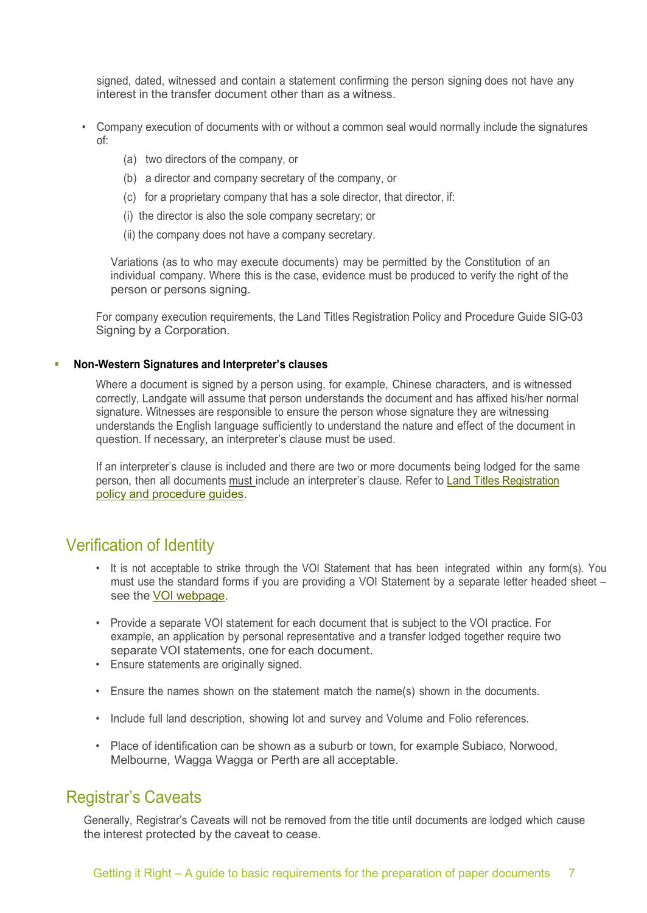signed, dated, witnessed and contain a statement confirming the person signing does not have any interest in the transfer document other than as a witness.

- Company execution of documents with or without a common seal would normally include the signatures of:

  (a) two directors of the company, or

  (b) a director and company secretary of the company, or

  (c) for a proprietary company that has a sole director, that director, if:

  (i) the director is also the sole company secretary; or

  (ii) the company does not have a company secretary.

  Variations (as to who may execute documents) may be permitted by the Constitution of an individual company. Where this is the case, evidence must be produced to verify the right of the person or persons signing.

  For company execution requirements, the Land Titles Registration Policy and Procedure Guide SIG-03 Signing by a Corporation.

- **Non-Western Signatures and Interpreter's clauses**

  Where a document is signed by a person using, for example, Chinese characters, and is witnessed correctly, Landgate will assume that person understands the document and has affixed his/her normal signature. Witnesses are responsible to ensure the person whose signature they are witnessing understands the English language sufficiently to understand the nature and effect of the document in question. If necessary, an interpreter's clause must be used.

  If an interpreter's clause is included and there are two or more documents being lodged for the same person, then all documents must include an interpreter's clause. Refer to Land Titles Registration policy and procedure guides.

## Verification of Identity

- It is not acceptable to strike through the VOI Statement that has been integrated within any form(s). You must use the standard forms if you are providing a VOI Statement by a separate letter headed sheet – see the VOI webpage.
- Provide a separate VOI statement for each document that is subject to the VOI practice. For example, an application by personal representative and a transfer lodged together require two separate VOI statements, one for each document.
- Ensure statements are originally signed.
- Ensure the names shown on the statement match the name(s) shown in the documents.
- Include full land description, showing lot and survey and Volume and Folio references.
- Place of identification can be shown as a suburb or town, for example Subiaco, Norwood, Melbourne, Wagga Wagga or Perth are all acceptable.

## Registrar's Caveats

Generally, Registrar's Caveats will not be removed from the title until documents are lodged which cause the interest protected by the caveat to cease.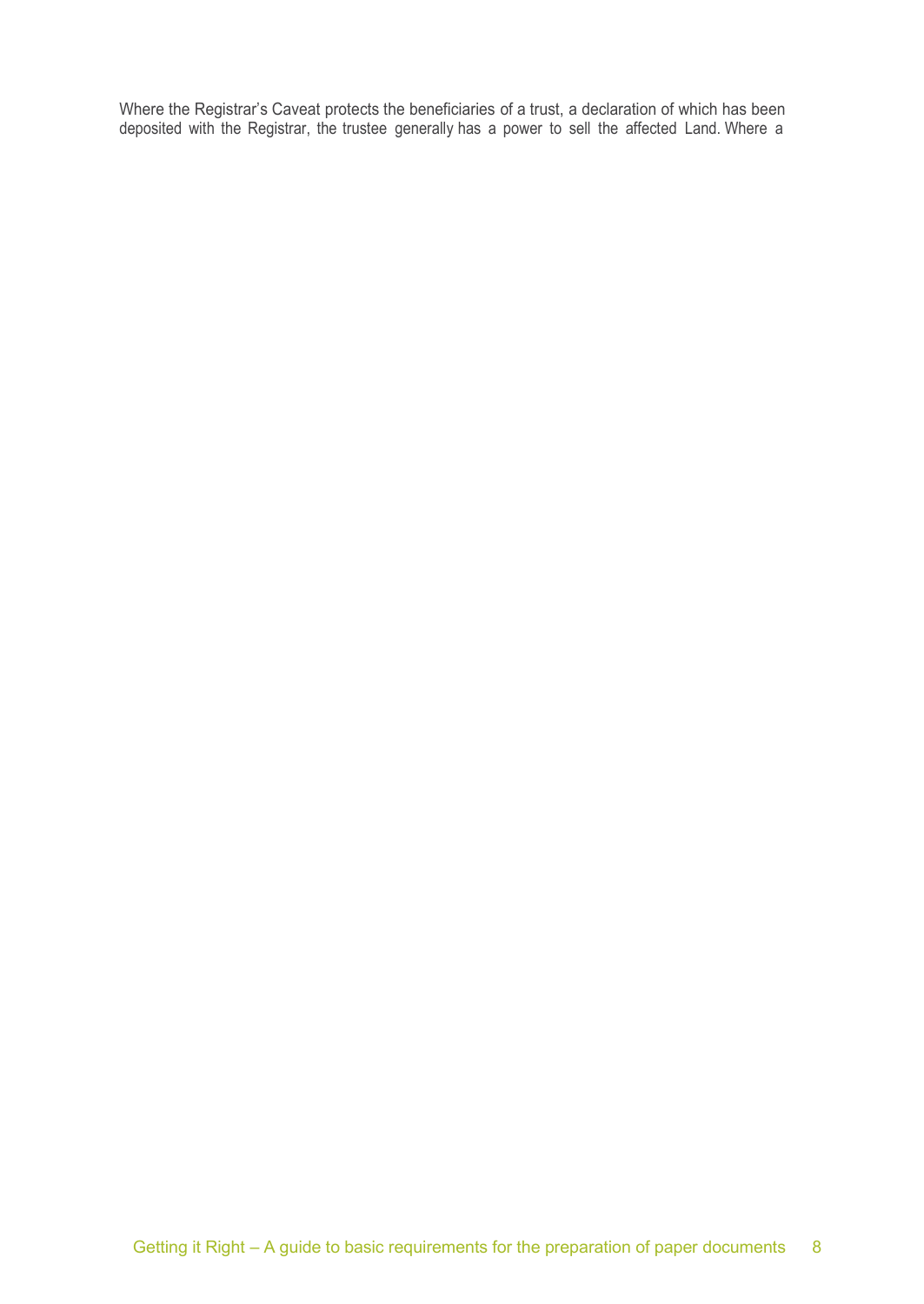Where the Registrar's Caveat protects the beneficiaries of a trust, a declaration of which has been deposited with the Registrar, the trustee generally has a power to sell the affected Land. Where a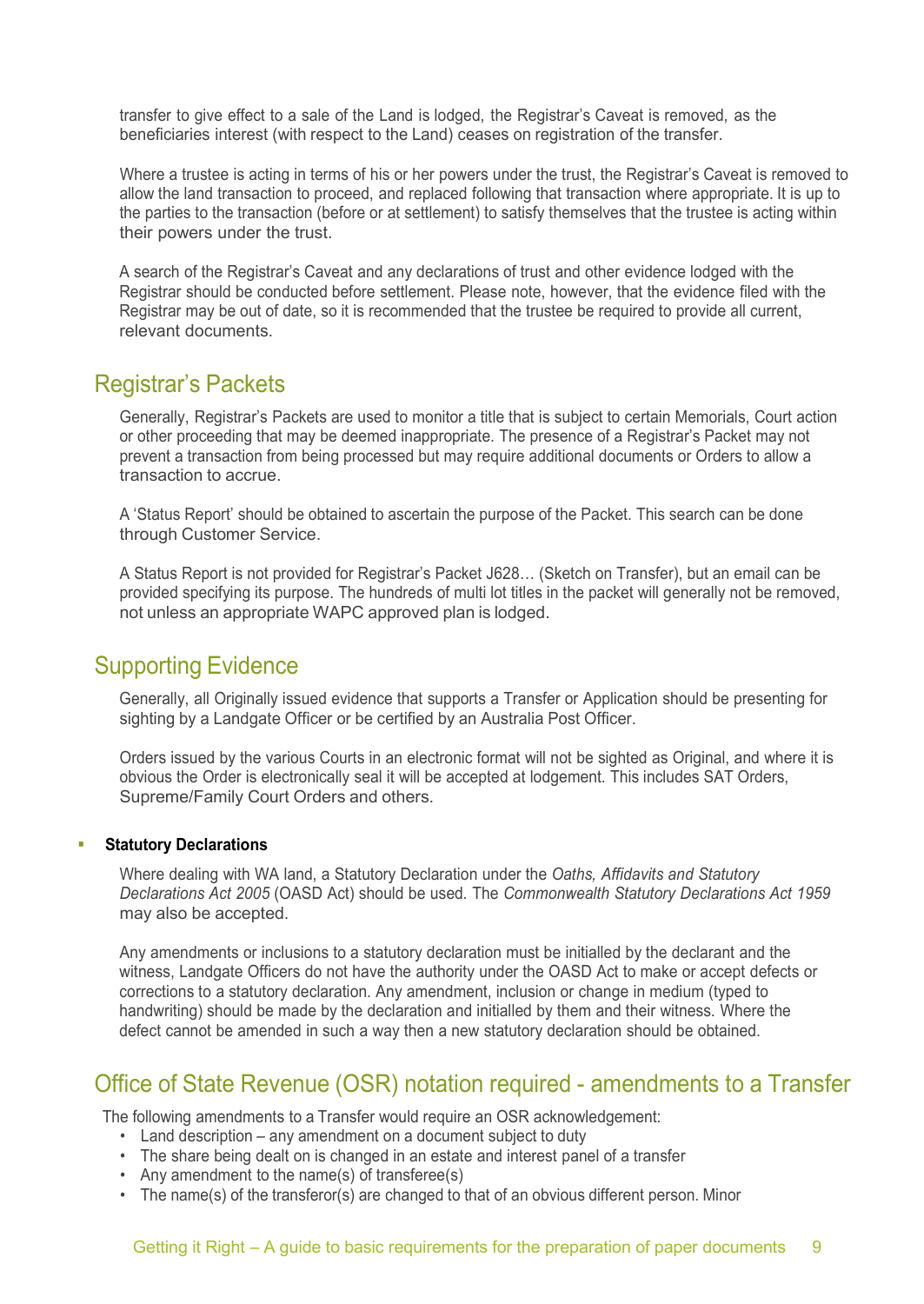transfer to give effect to a sale of the Land is lodged, the Registrar's Caveat is removed, as the beneficiaries interest (with respect to the Land) ceases on registration of the transfer.

Where a trustee is acting in terms of his or her powers under the trust, the Registrar's Caveat is removed to allow the land transaction to proceed, and replaced following that transaction where appropriate. It is up to the parties to the transaction (before or at settlement) to satisfy themselves that the trustee is acting within their powers under the trust.

A search of the Registrar's Caveat and any declarations of trust and other evidence lodged with the Registrar should be conducted before settlement. Please note, however, that the evidence filed with the Registrar may be out of date, so it is recommended that the trustee be required to provide all current, relevant documents.

## Registrar's Packets

Generally, Registrar's Packets are used to monitor a title that is subject to certain Memorials, Court action or other proceeding that may be deemed inappropriate. The presence of a Registrar's Packet may not prevent a transaction from being processed but may require additional documents or Orders to allow a transaction to accrue.

A 'Status Report' should be obtained to ascertain the purpose of the Packet. This search can be done through Customer Service.

A Status Report is not provided for Registrar's Packet J628… (Sketch on Transfer), but an email can be provided specifying its purpose. The hundreds of multi lot titles in the packet will generally not be removed, not unless an appropriate WAPC approved plan is lodged.

## Supporting Evidence

Generally, all Originally issued evidence that supports a Transfer or Application should be presenting for sighting by a Landgate Officer or be certified by an Australia Post Officer.

Orders issued by the various Courts in an electronic format will not be sighted as Original, and where it is obvious the Order is electronically seal it will be accepted at lodgement. This includes SAT Orders, Supreme/Family Court Orders and others.

- **Statutory Declarations**

Where dealing with WA land, a Statutory Declaration under the *Oaths, Affidavits and Statutory Declarations Act 2005* (OASD Act) should be used. The *Commonwealth Statutory Declarations Act 1959* may also be accepted.

Any amendments or inclusions to a statutory declaration must be initialled by the declarant and the witness, Landgate Officers do not have the authority under the OASD Act to make or accept defects or corrections to a statutory declaration. Any amendment, inclusion or change in medium (typed to handwriting) should be made by the declaration and initialled by them and their witness. Where the defect cannot be amended in such a way then a new statutory declaration should be obtained.

## Office of State Revenue (OSR) notation required - amendments to a Transfer

The following amendments to a Transfer would require an OSR acknowledgement:

- Land description – any amendment on a document subject to duty
- The share being dealt on is changed in an estate and interest panel of a transfer
- Any amendment to the name(s) of transferee(s)
- The name(s) of the transferor(s) are changed to that of an obvious different person. Minor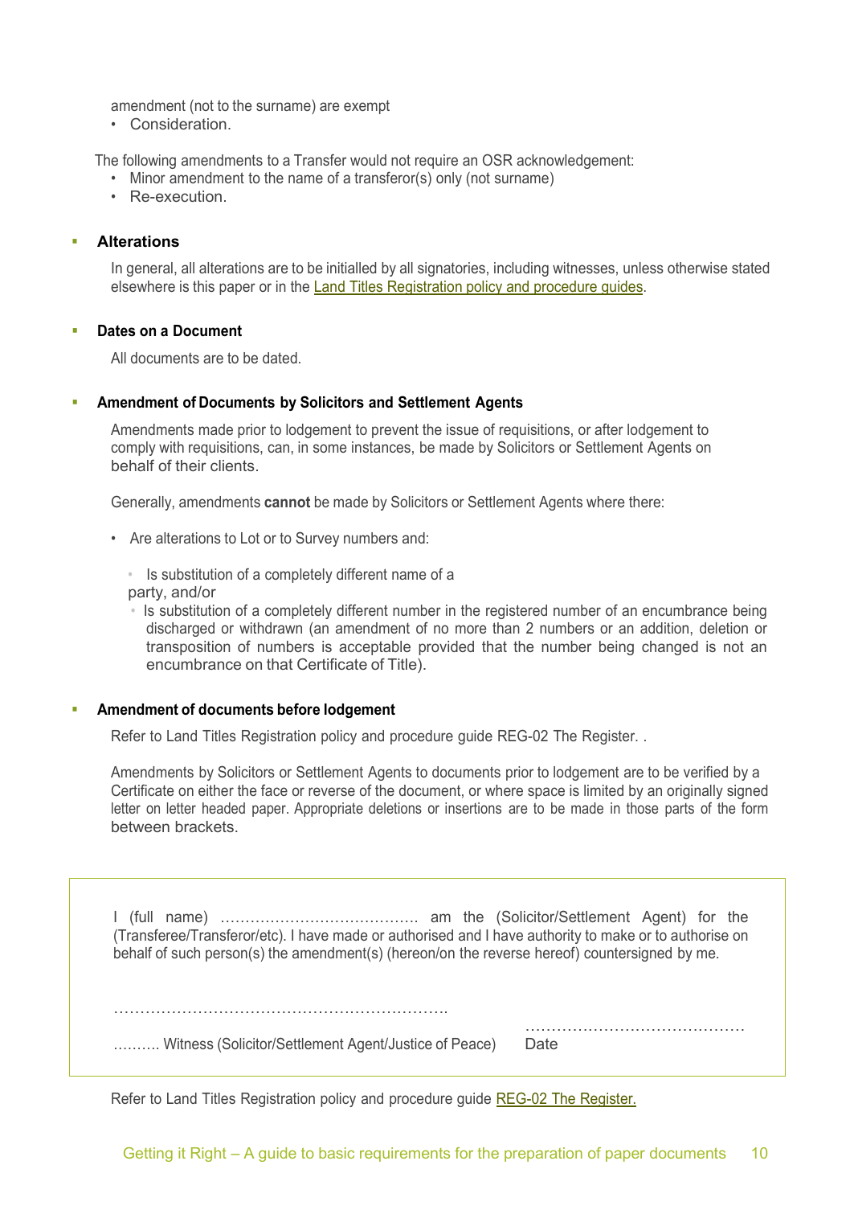amendment (not to the surname) are exempt

- Consideration.

The following amendments to a Transfer would not require an OSR acknowledgement:

- Minor amendment to the name of a transferor(s) only (not surname)
- Re-execution.

### Alterations

In general, all alterations are to be initialled by all signatories, including witnesses, unless otherwise stated elsewhere is this paper or in the Land Titles Registration policy and procedure guides.

### Dates on a Document

All documents are to be dated.

### Amendment of Documents by Solicitors and Settlement Agents

Amendments made prior to lodgement to prevent the issue of requisitions, or after lodgement to comply with requisitions, can, in some instances, be made by Solicitors or Settlement Agents on behalf of their clients.

Generally, amendments **cannot** be made by Solicitors or Settlement Agents where there:

- Are alterations to Lot or to Survey numbers and:
  - Is substitution of a completely different name of a party, and/or
  - Is substitution of a completely different number in the registered number of an encumbrance being discharged or withdrawn (an amendment of no more than 2 numbers or an addition, deletion or transposition of numbers is acceptable provided that the number being changed is not an encumbrance on that Certificate of Title).

### Amendment of documents before lodgement

Refer to Land Titles Registration policy and procedure guide REG-02 The Register. .

Amendments by Solicitors or Settlement Agents to documents prior to lodgement are to be verified by a Certificate on either the face or reverse of the document, or where space is limited by an originally signed letter on letter headed paper. Appropriate deletions or insertions are to be made in those parts of the form between brackets.

> I (full name) ………………………………… am the (Solicitor/Settlement Agent) for the (Transferee/Transferor/etc). I have made or authorised and I have authority to make or to authorise on behalf of such person(s) the amendment(s) (hereon/on the reverse hereof) countersigned by me.
>
> ……………………………………………………….
>
> ………. Witness (Solicitor/Settlement Agent/Justice of Peace)
>
> ……………………………………
>
> Date

Refer to Land Titles Registration policy and procedure guide REG-02 The Register.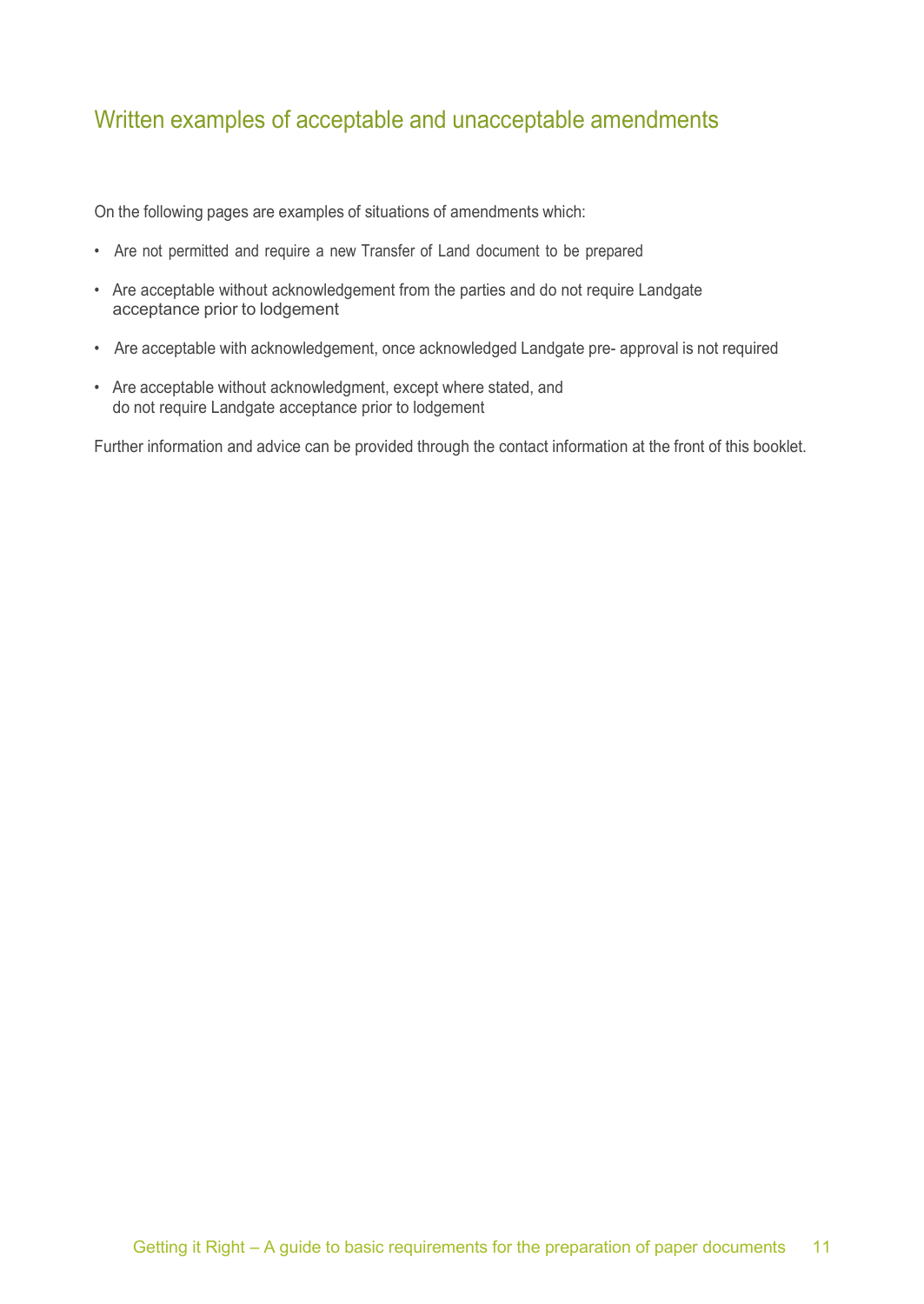## Written examples of acceptable and unacceptable amendments

On the following pages are examples of situations of amendments which:

- Are not permitted and require a new Transfer of Land document to be prepared
- Are acceptable without acknowledgement from the parties and do not require Landgate acceptance prior to lodgement
- Are acceptable with acknowledgement, once acknowledged Landgate pre- approval is not required
- Are acceptable without acknowledgment, except where stated, and do not require Landgate acceptance prior to lodgement

Further information and advice can be provided through the contact information at the front of this booklet.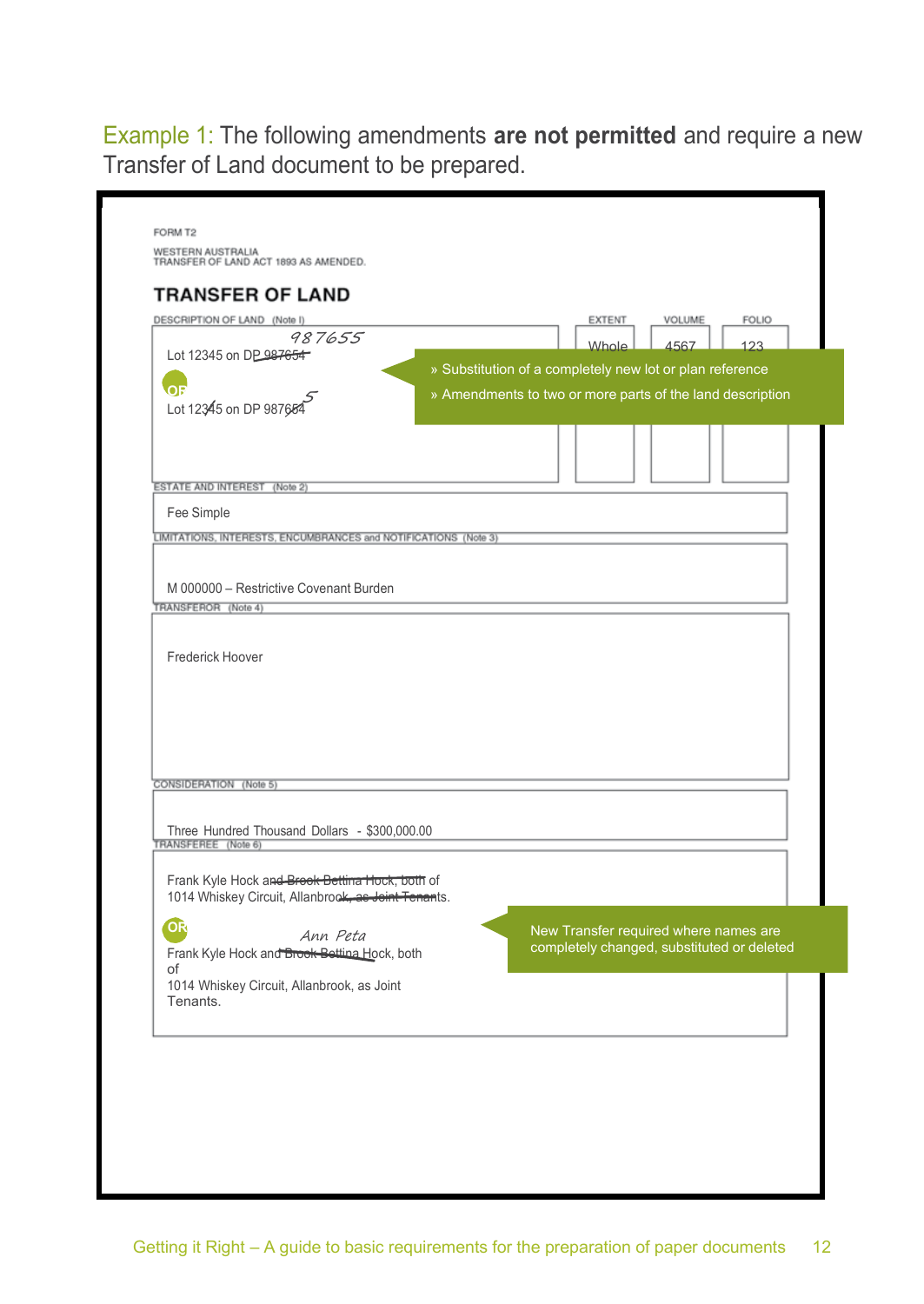Example 1: The following amendments **are not permitted** and require a new Transfer of Land document to be prepared.

FORM T2

WESTERN AUSTRALIA
TRANSFER OF LAND ACT 1893 AS AMENDED.

## TRANSFER OF LAND

| DESCRIPTION OF LAND (Note I) | EXTENT | VOLUME | FOLIO |
|---|---|---|---|
| Lot 12345 on DP ~~987654~~ 987655<br><br>OR<br><br>Lot 12~~3~~45 on DP 98765~~4~~ 5 | Whole | 4567 | 123 |

- » Substitution of a completely new lot or plan reference
- » Amendments to two or more parts of the land description

ESTATE AND INTEREST (Note 2)

Fee Simple

LIMITATIONS, INTERESTS, ENCUMBRANCES and NOTIFICATIONS (Note 3)

M 000000 – Restrictive Covenant Burden

TRANSFEROR (Note 4)

Frederick Hoover

CONSIDERATION (Note 5)

Three Hundred Thousand Dollars - $300,000.00

TRANSFEREE (Note 6)

Frank Kyle Hock ~~and Brook Bettina Hock, both~~ of
1014 Whiskey Circuit, Allanbrook~~, as Joint Tenants~~.

OR

Frank Kyle Hock and ~~Brook Bettina~~ Ann Peta Hock, both of
1014 Whiskey Circuit, Allanbrook, as Joint Tenants.

New Transfer required where names are completely changed, substituted or deleted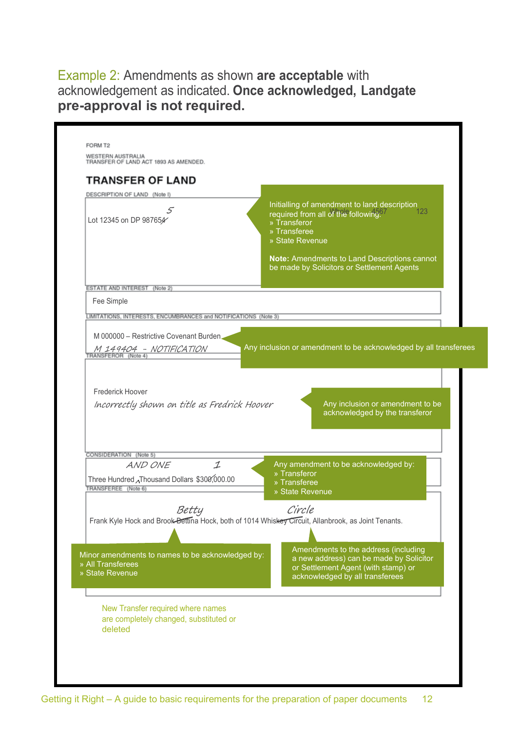## Example 2: Amendments as shown **are acceptable** with acknowledgement as indicated. **Once acknowledged, Landgate pre-approval is not required.**

FORM T2

WESTERN AUSTRALIA
TRANSFER OF LAND ACT 1893 AS AMENDED.

### TRANSFER OF LAND

DESCRIPTION OF LAND (Note I)

Lot 12345 on DP 98765~~4~~ *5*

> Initialling of amendment to land description required from all of the following:
> » Transferor
> » Transferee
> » State Revenue
>
> **Note:** Amendments to Land Descriptions cannot be made by Solicitors or Settlement Agents

ESTATE AND INTEREST (Note 2)

Fee Simple

LIMITATIONS, INTERESTS, ENCUMBRANCES and NOTIFICATIONS (Note 3)

M 000000 – Restrictive Covenant Burden

*M 149404 - NOTIFICATION*

> Any inclusion or amendment to be acknowledged by all transferees

TRANSFEROR (Note 4)

Frederick Hoover

*Incorrectly shown on title as Fredrick Hoover*

> Any inclusion or amendment to be acknowledged by the transferor

CONSIDERATION (Note 5)

Three Hundred *AND ONE* Thousand Dollars $30~~0~~*1*,000.00

> Any amendment to be acknowledged by:
> » Transferor
> » Transferee
> » State Revenue

TRANSFEREE (Note 6)

Frank Kyle Hock and Brook ~~Bettina~~ *Betty* Hock, both of 1014 Whis~~key~~ *Circle* ~~Circuit~~, Allanbrook, as Joint Tenants.

> Minor amendments to names to be acknowledged by:
> » All Transferees
> » State Revenue

> Amendments to the address (including a new address) can be made by Solicitor or Settlement Agent (with stamp) or acknowledged by all transferees

New Transfer required where names are completely changed, substituted or deleted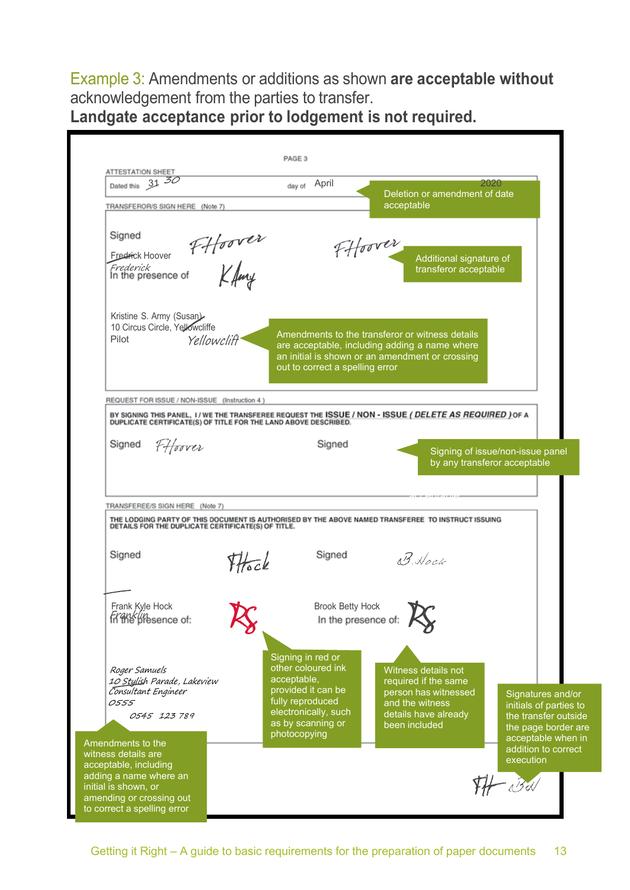## Example 3: Amendments or additions as shown **are acceptable without** acknowledgement from the parties to transfer.

**Landgate acceptance prior to lodgement is not required.**

PAGE 3

ATTESTATION SHEET

Dated this ~~31~~ 30 day of April 2020

TRANSFEROR/S SIGN HERE (Note 7)

Signed FHoover FHoover

~~Fredrick~~ Hoover
Frederick
In the presence of KArmy

Kristine S. Army ~~(Susan)~~
10 Circus Circle, ~~Yellowcliffe~~
Pilot Yellowclift

REQUEST FOR ISSUE / NON-ISSUE (Instruction 4)

BY SIGNING THIS PANEL, I / WE THE TRANSFEREE REQUEST THE ISSUE / NON - ISSUE ( *DELETE AS REQUIRED* ) OF A DUPLICATE CERTIFICATE(S) OF TITLE FOR THE LAND ABOVE DESCRIBED.

Signed FHoover Signed

TRANSFEREE/S SIGN HERE (Note 7)

THE LODGING PARTY OF THIS DOCUMENT IS AUTHORISED BY THE ABOVE NAMED TRANSFEREE TO INSTRUCT ISSUING DETAILS FOR THE DUPLICATE CERTIFICATE(S) OF TITLE.

Signed FHock Signed B.Hock

Frank ~~Kyle~~ Hock
Franklin
In the presence of: RS

Brook Betty Hock
In the presence of: RS

Roger Samuels
10 Stylish Parade, Lakeview
Consultant Engineer
0555 0545 123 789

FH BH

- Deletion or amendment of date acceptable
- Additional signature of transferor acceptable
- Amendments to the transferor or witness details are acceptable, including adding a name where an initial is shown or an amendment or crossing out to correct a spelling error
- Signing of issue/non-issue panel by any transferor acceptable
- Signing in red or other coloured ink acceptable, provided it can be fully reproduced electronically, such as by scanning or photocopying
- Witness details not required if the same person has witnessed and the witness details have already been included
- Signatures and/or initials of parties to the transfer outside the page border are acceptable when in addition to correct execution
- Amendments to the witness details are acceptable, including adding a name where an initial is shown, or amending or crossing out to correct a spelling error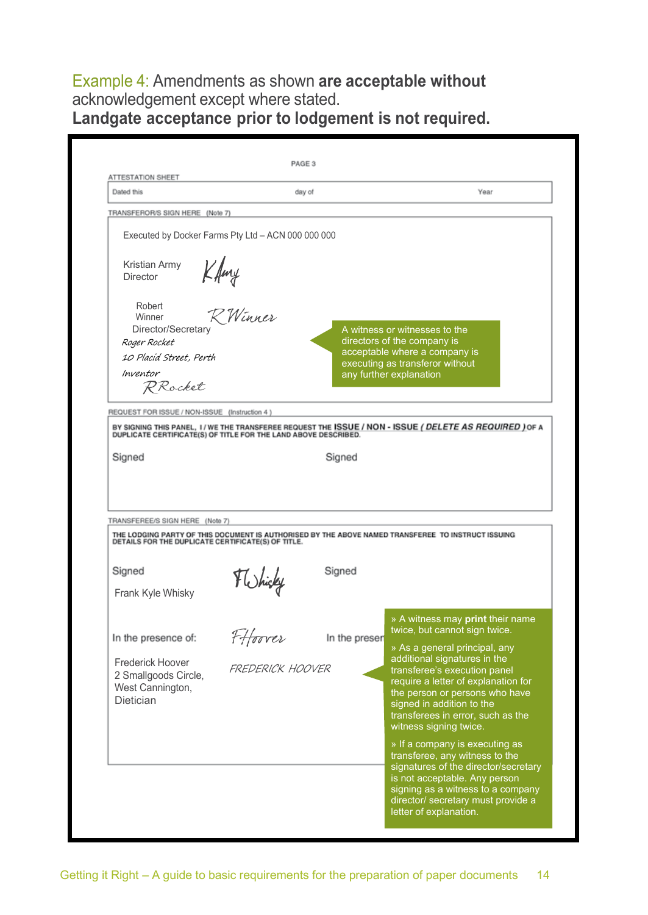## Example 4: Amendments as shown **are acceptable without** acknowledgement except where stated.

**Landgate acceptance prior to lodgement is not required.**

PAGE 3

ATTESTATION SHEET

| Dated this | day of | Year |
|---|---|---|

TRANSFEROR/S SIGN HERE (Note 7)

Executed by Docker Farms Pty Ltd – ACN 000 000 000

Kristian Army
Director
*K Army*

Robert
Winner
Director/Secretary
*R Winner*

*Roger Rocket*
*10 Placid Street, Perth*
*Inventor*
*RRocket*

> A witness or witnesses to the directors of the company is acceptable where a company is executing as transferor without any further explanation

REQUEST FOR ISSUE / NON-ISSUE (Instruction 4)

BY SIGNING THIS PANEL, I / WE THE TRANSFEREE REQUEST THE ISSUE / NON - ISSUE ( DELETE AS REQUIRED ) OF A DUPLICATE CERTIFICATE(S) OF TITLE FOR THE LAND ABOVE DESCRIBED.

Signed                                        Signed

TRANSFEREE/S SIGN HERE (Note 7)

THE LODGING PARTY OF THIS DOCUMENT IS AUTHORISED BY THE ABOVE NAMED TRANSFEREE TO INSTRUCT ISSUING DETAILS FOR THE DUPLICATE CERTIFICATE(S) OF TITLE.

Signed *FKWhisky*                                        Signed

Frank Kyle Whisky

In the presence of: *FHoover*                                        In the presen

Frederick Hoover
2 Smallgoods Circle,
West Cannington,
Dietician

*FREDERICK HOOVER*

> - A witness may **print** their name twice, but cannot sign twice.
> - As a general principal, any additional signatures in the transferee's execution panel require a letter of explanation for the person or persons who have signed in addition to the transferees in error, such as the witness signing twice.
> - If a company is executing as transferee, any witness to the signatures of the director/secretary is not acceptable. Any person signing as a witness to a company director/ secretary must provide a letter of explanation.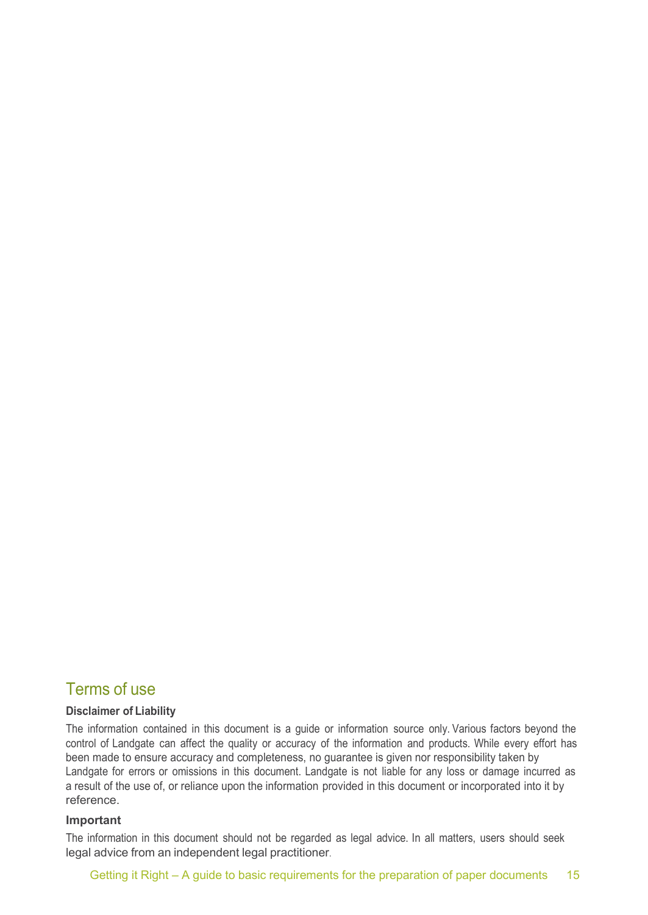## Terms of use

**Disclaimer of Liability**

The information contained in this document is a guide or information source only. Various factors beyond the control of Landgate can affect the quality or accuracy of the information and products. While every effort has been made to ensure accuracy and completeness, no guarantee is given nor responsibility taken by Landgate for errors or omissions in this document. Landgate is not liable for any loss or damage incurred as a result of the use of, or reliance upon the information provided in this document or incorporated into it by reference.

**Important**

The information in this document should not be regarded as legal advice. In all matters, users should seek legal advice from an independent legal practitioner.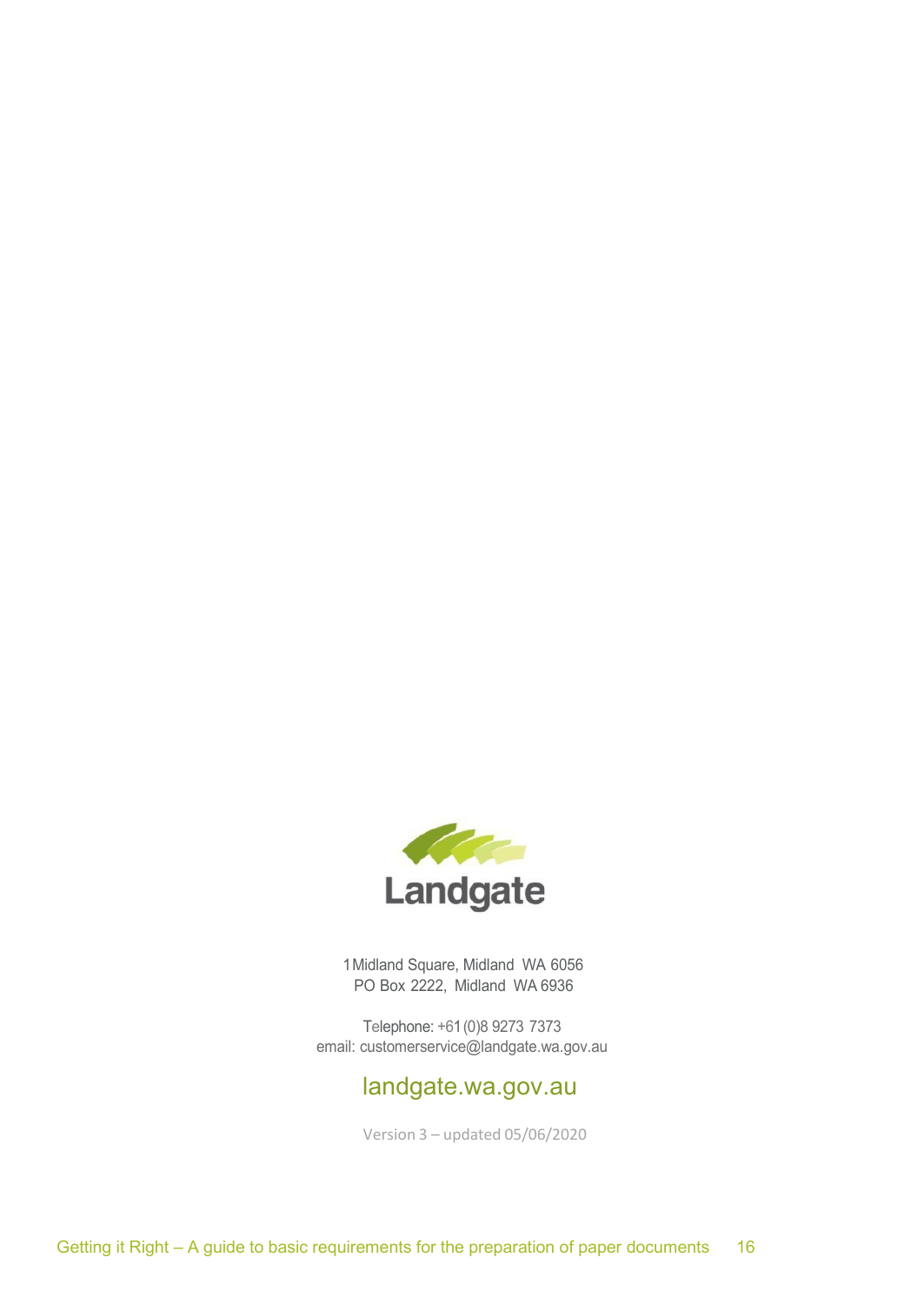Landgate

1 Midland Square, Midland WA 6056
PO Box 2222, Midland WA 6936

Telephone: +61 (0)8 9273 7373
email: customerservice@landgate.wa.gov.au

landgate.wa.gov.au

Version 3 – updated 05/06/2020